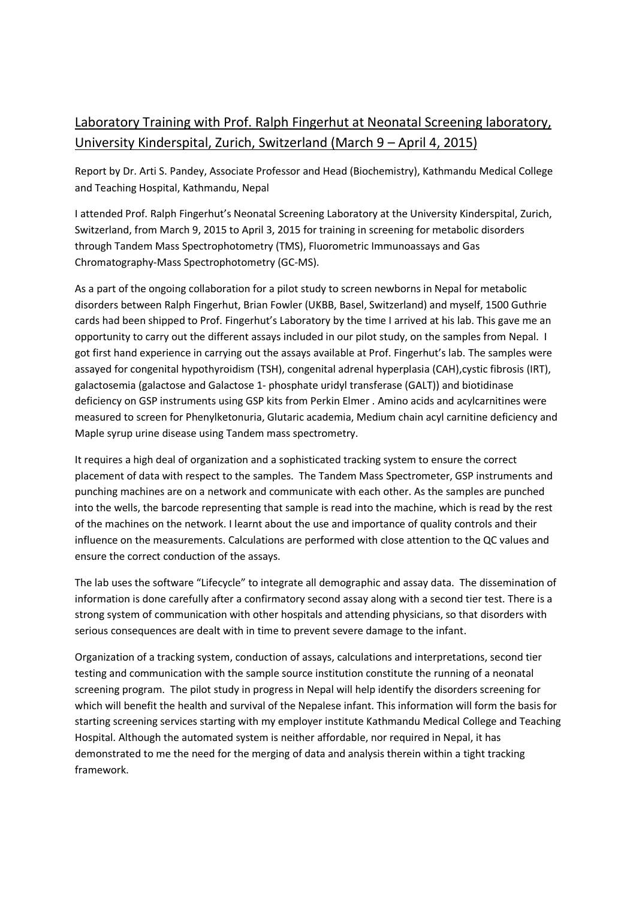# Laboratory Training with Prof. Ralph Fingerhut at Neonatal Screening laboratory, University Kinderspital, Zurich, Switzerland (March 9 – April 4, 2015)

Report by Dr. Arti S. Pandey, Associate Professor and Head (Biochemistry), Kathmandu Medical College and Teaching Hospital, Kathmandu, Nepal

I attended Prof. Ralph Fingerhut's Neonatal Screening Laboratory at the University Kinderspital, Zurich, Switzerland, from March 9, 2015 to April 3, 2015 for training in screening for metabolic disorders through Tandem Mass Spectrophotometry (TMS), Fluorometric Immunoassays and Gas Chromatography-Mass Spectrophotometry (GC-MS).

As a part of the ongoing collaboration for a pilot study to screen newborns in Nepal for metabolic disorders between Ralph Fingerhut, Brian Fowler (UKBB, Basel, Switzerland) and myself, 1500 Guthrie cards had been shipped to Prof. Fingerhut's Laboratory by the time I arrived at his lab. This gave me an opportunity to carry out the different assays included in our pilot study, on the samples from Nepal. I got first hand experience in carrying out the assays available at Prof. Fingerhut's lab. The samples were assayed for congenital hypothyroidism (TSH), congenital adrenal hyperplasia (CAH),cystic fibrosis (IRT), galactosemia (galactose and Galactose 1- phosphate uridyl transferase (GALT)) and biotidinase deficiency on GSP instruments using GSP kits from Perkin Elmer . Amino acids and acylcarnitines were measured to screen for Phenylketonuria, Glutaric academia, Medium chain acyl carnitine deficiency and Maple syrup urine disease using Tandem mass spectrometry.

It requires a high deal of organization and a sophisticated tracking system to ensure the correct placement of data with respect to the samples. The Tandem Mass Spectrometer, GSP instruments and punching machines are on a network and communicate with each other. As the samples are punched into the wells, the barcode representing that sample is read into the machine, which is read by the rest of the machines on the network. I learnt about the use and importance of quality controls and their influence on the measurements. Calculations are performed with close attention to the QC values and ensure the correct conduction of the assays.

The lab uses the software "Lifecycle" to integrate all demographic and assay data. The dissemination of information is done carefully after a confirmatory second assay along with a second tier test. There is a strong system of communication with other hospitals and attending physicians, so that disorders with serious consequences are dealt with in time to prevent severe damage to the infant.

Organization of a tracking system, conduction of assays, calculations and interpretations, second tier testing and communication with the sample source institution constitute the running of a neonatal screening program. The pilot study in progress in Nepal will help identify the disorders screening for which will benefit the health and survival of the Nepalese infant. This information will form the basis for starting screening services starting with my employer institute Kathmandu Medical College and Teaching Hospital. Although the automated system is neither affordable, nor required in Nepal, it has demonstrated to me the need for the merging of data and analysis therein within a tight tracking framework.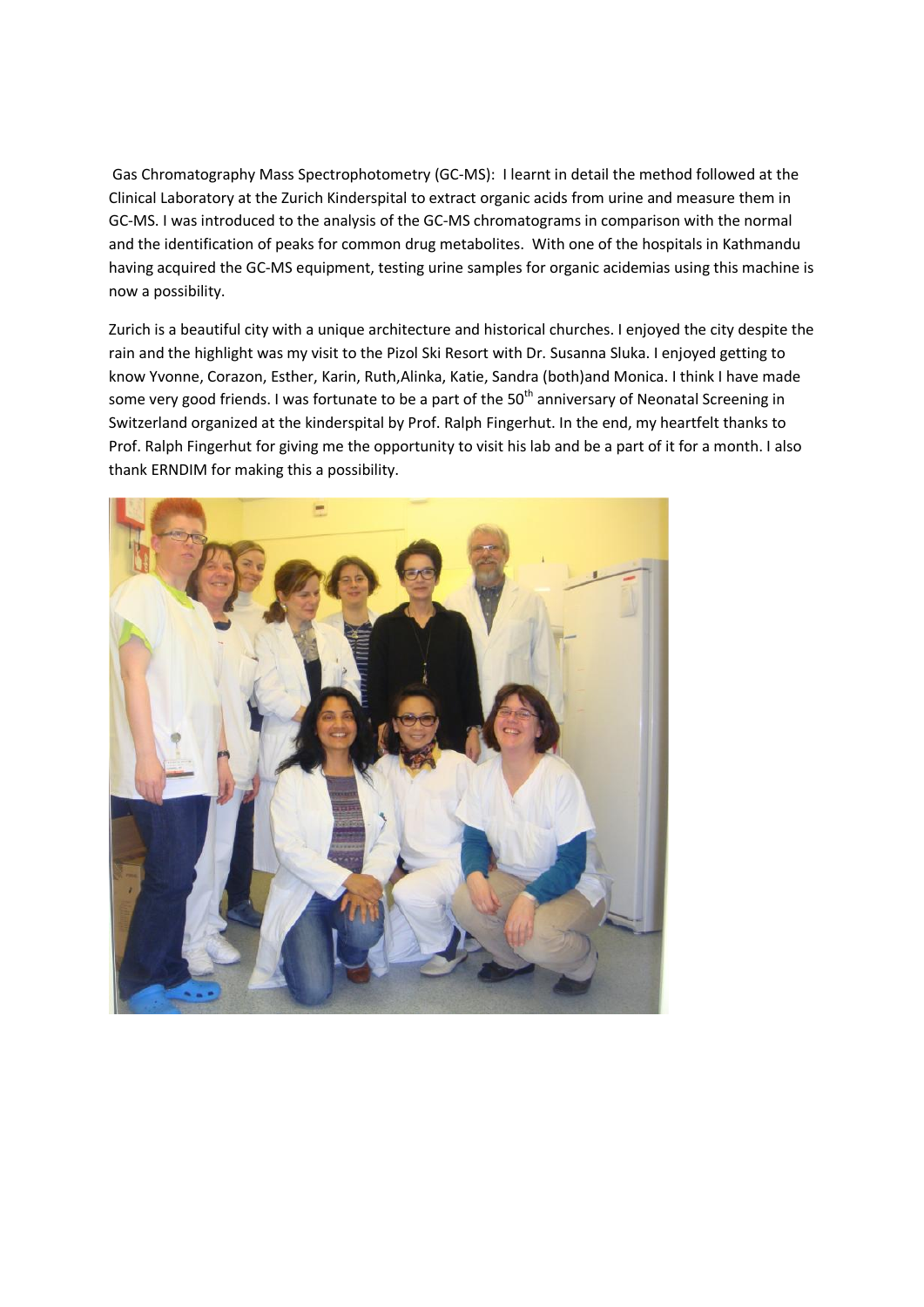Gas Chromatography Mass Spectrophotometry (GC-MS): I learnt in detail the method followed at the Clinical Laboratory at the Zurich Kinderspital to extract organic acids from urine and measure them in GC-MS. I was introduced to the analysis of the GC-MS chromatograms in comparison with the normal and the identification of peaks for common drug metabolites. With one of the hospitals in Kathmandu having acquired the GC-MS equipment, testing urine samples for organic acidemias using this machine is now a possibility.

Zurich is a beautiful city with a unique architecture and historical churches. I enjoyed the city despite the rain and the highlight was my visit to the Pizol Ski Resort with Dr. Susanna Sluka. I enjoyed getting to know Yvonne, Corazon, Esther, Karin, Ruth,Alinka, Katie, Sandra (both)and Monica. I think I have made some very good friends. I was fortunate to be a part of the 50th anniversary of Neonatal Screening in Switzerland organized at the kinderspital by Prof. Ralph Fingerhut. In the end, my heartfelt thanks to Prof. Ralph Fingerhut for giving me the opportunity to visit his lab and be a part of it for a month. I also thank ERNDIM for making this a possibility.